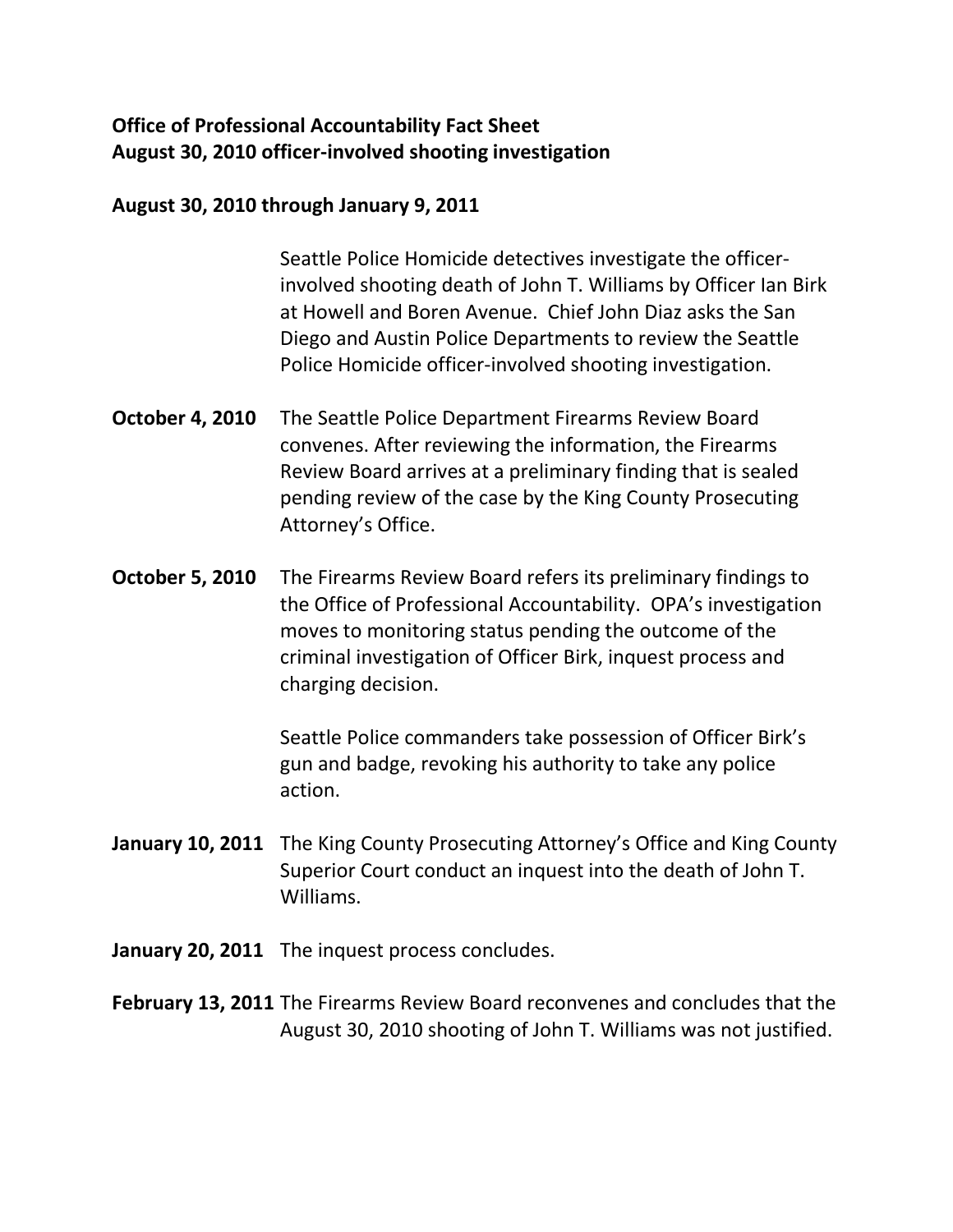**Office of Professional Accountability Fact Sheet**
**August 30, 2010 officer-involved shooting investigation**

**August 30, 2010 through January 9, 2011**

Seattle Police Homicide detectives investigate the officer-involved shooting death of John T. Williams by Officer Ian Birk at Howell and Boren Avenue. Chief John Diaz asks the San Diego and Austin Police Departments to review the Seattle Police Homicide officer-involved shooting investigation.

**October 4, 2010** The Seattle Police Department Firearms Review Board convenes. After reviewing the information, the Firearms Review Board arrives at a preliminary finding that is sealed pending review of the case by the King County Prosecuting Attorney's Office.

**October 5, 2010** The Firearms Review Board refers its preliminary findings to the Office of Professional Accountability. OPA's investigation moves to monitoring status pending the outcome of the criminal investigation of Officer Birk, inquest process and charging decision.

Seattle Police commanders take possession of Officer Birk's gun and badge, revoking his authority to take any police action.

**January 10, 2011** The King County Prosecuting Attorney's Office and King County Superior Court conduct an inquest into the death of John T. Williams.

**January 20, 2011** The inquest process concludes.

**February 13, 2011** The Firearms Review Board reconvenes and concludes that the August 30, 2010 shooting of John T. Williams was not justified.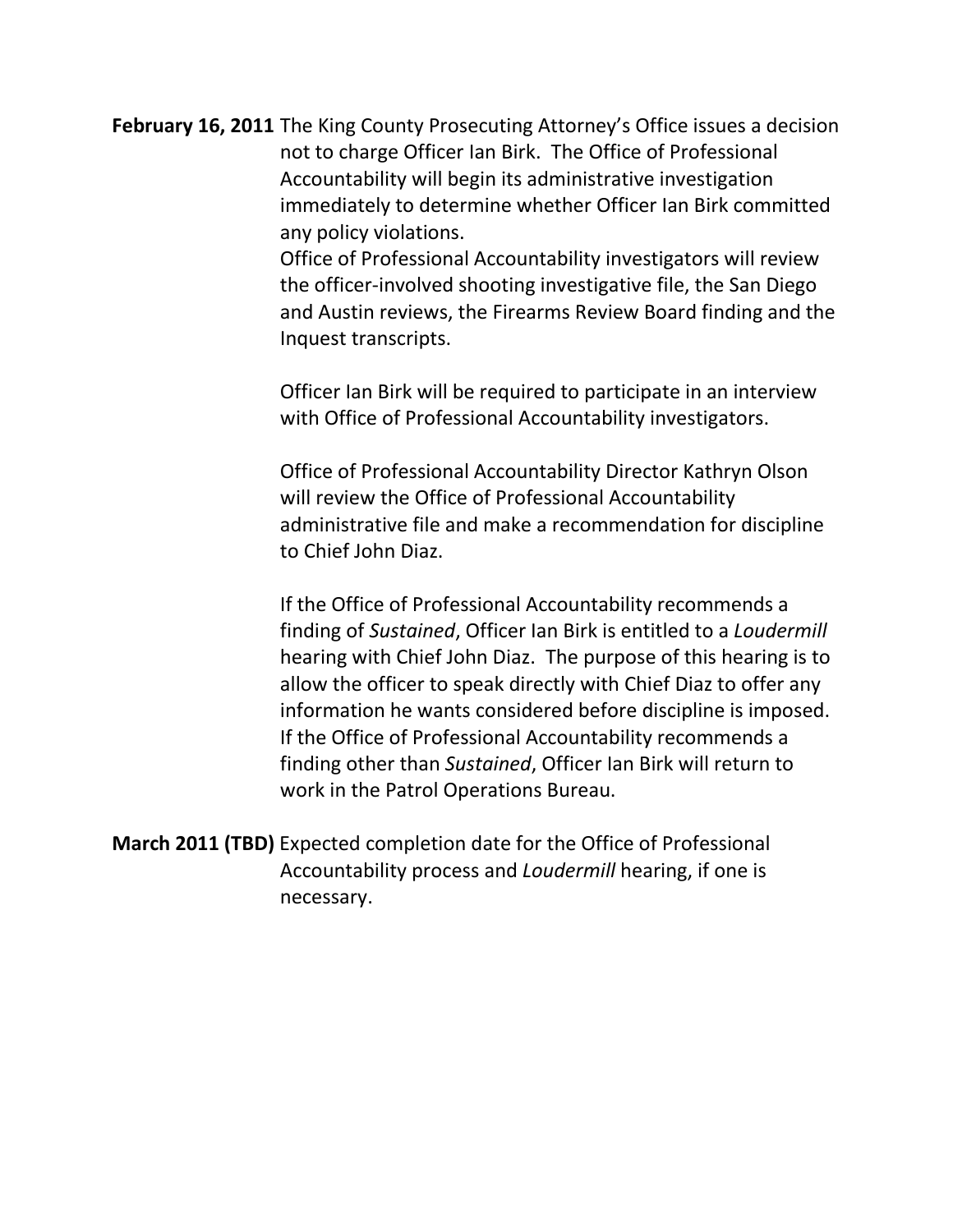**February 16, 2011** The King County Prosecuting Attorney's Office issues a decision not to charge Officer Ian Birk. The Office of Professional Accountability will begin its administrative investigation immediately to determine whether Officer Ian Birk committed any policy violations.

Office of Professional Accountability investigators will review the officer-involved shooting investigative file, the San Diego and Austin reviews, the Firearms Review Board finding and the Inquest transcripts.

Officer Ian Birk will be required to participate in an interview with Office of Professional Accountability investigators.

Office of Professional Accountability Director Kathryn Olson will review the Office of Professional Accountability administrative file and make a recommendation for discipline to Chief John Diaz.

If the Office of Professional Accountability recommends a finding of *Sustained*, Officer Ian Birk is entitled to a *Loudermill* hearing with Chief John Diaz. The purpose of this hearing is to allow the officer to speak directly with Chief Diaz to offer any information he wants considered before discipline is imposed. If the Office of Professional Accountability recommends a finding other than *Sustained*, Officer Ian Birk will return to work in the Patrol Operations Bureau.

**March 2011 (TBD)** Expected completion date for the Office of Professional Accountability process and *Loudermill* hearing, if one is necessary.